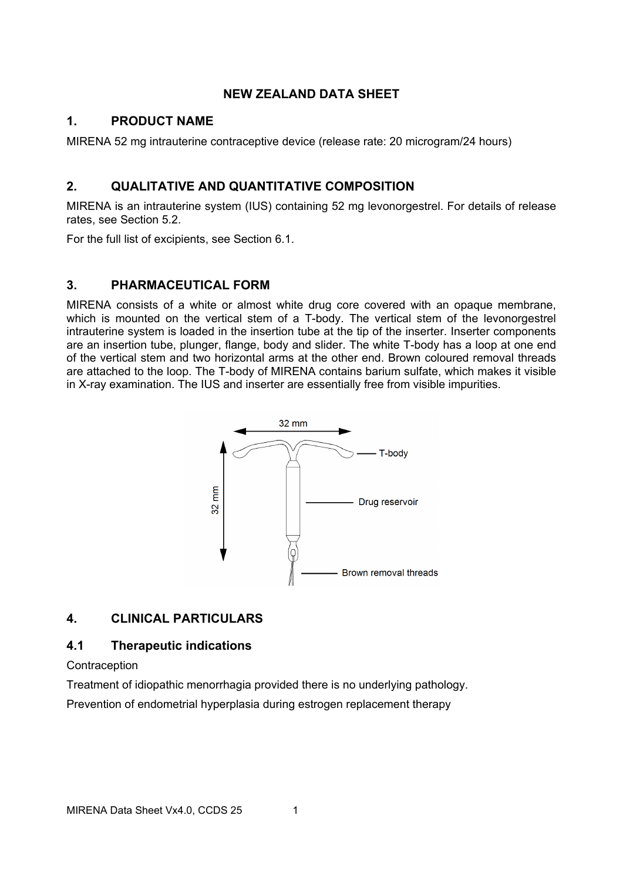# NEW ZEALAND DATA SHEET

## 1. PRODUCT NAME

MIRENA 52 mg intrauterine contraceptive device (release rate: 20 microgram/24 hours)

## 2. QUALITATIVE AND QUANTITATIVE COMPOSITION

MIRENA is an intrauterine system (IUS) containing 52 mg levonorgestrel. For details of release rates, see Section 5.2.

For the full list of excipients, see Section 6.1.

## 3. PHARMACEUTICAL FORM

MIRENA consists of a white or almost white drug core covered with an opaque membrane, which is mounted on the vertical stem of a T-body. The vertical stem of the levonorgestrel intrauterine system is loaded in the insertion tube at the tip of the inserter. Inserter components are an insertion tube, plunger, flange, body and slider. The white T-body has a loop at one end of the vertical stem and two horizontal arms at the other end. Brown coloured removal threads are attached to the loop. The T-body of MIRENA contains barium sulfate, which makes it visible in X-ray examination. The IUS and inserter are essentially free from visible impurities.

## 4. CLINICAL PARTICULARS

### 4.1 Therapeutic indications

Contraception

Treatment of idiopathic menorrhagia provided there is no underlying pathology.

Prevention of endometrial hyperplasia during estrogen replacement therapy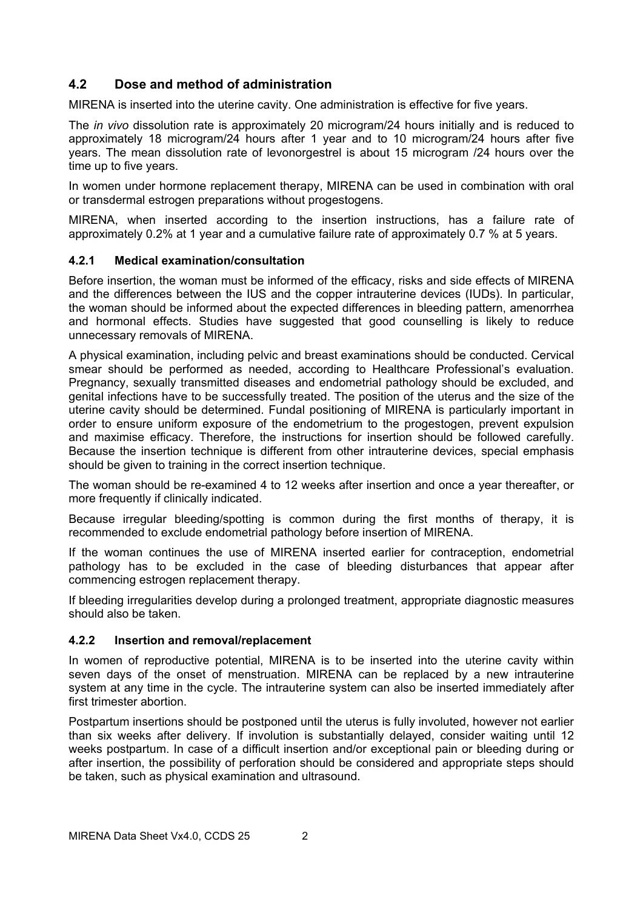## 4.2 Dose and method of administration

MIRENA is inserted into the uterine cavity. One administration is effective for five years.

The *in vivo* dissolution rate is approximately 20 microgram/24 hours initially and is reduced to approximately 18 microgram/24 hours after 1 year and to 10 microgram/24 hours after five years. The mean dissolution rate of levonorgestrel is about 15 microgram /24 hours over the time up to five years.

In women under hormone replacement therapy, MIRENA can be used in combination with oral or transdermal estrogen preparations without progestogens.

MIRENA, when inserted according to the insertion instructions, has a failure rate of approximately 0.2% at 1 year and a cumulative failure rate of approximately 0.7 % at 5 years.

### 4.2.1 Medical examination/consultation

Before insertion, the woman must be informed of the efficacy, risks and side effects of MIRENA and the differences between the IUS and the copper intrauterine devices (IUDs). In particular, the woman should be informed about the expected differences in bleeding pattern, amenorrhea and hormonal effects. Studies have suggested that good counselling is likely to reduce unnecessary removals of MIRENA.

A physical examination, including pelvic and breast examinations should be conducted. Cervical smear should be performed as needed, according to Healthcare Professional's evaluation. Pregnancy, sexually transmitted diseases and endometrial pathology should be excluded, and genital infections have to be successfully treated. The position of the uterus and the size of the uterine cavity should be determined. Fundal positioning of MIRENA is particularly important in order to ensure uniform exposure of the endometrium to the progestogen, prevent expulsion and maximise efficacy. Therefore, the instructions for insertion should be followed carefully. Because the insertion technique is different from other intrauterine devices, special emphasis should be given to training in the correct insertion technique.

The woman should be re-examined 4 to 12 weeks after insertion and once a year thereafter, or more frequently if clinically indicated.

Because irregular bleeding/spotting is common during the first months of therapy, it is recommended to exclude endometrial pathology before insertion of MIRENA.

If the woman continues the use of MIRENA inserted earlier for contraception, endometrial pathology has to be excluded in the case of bleeding disturbances that appear after commencing estrogen replacement therapy.

If bleeding irregularities develop during a prolonged treatment, appropriate diagnostic measures should also be taken.

### 4.2.2 Insertion and removal/replacement

In women of reproductive potential, MIRENA is to be inserted into the uterine cavity within seven days of the onset of menstruation. MIRENA can be replaced by a new intrauterine system at any time in the cycle. The intrauterine system can also be inserted immediately after first trimester abortion.

Postpartum insertions should be postponed until the uterus is fully involuted, however not earlier than six weeks after delivery. If involution is substantially delayed, consider waiting until 12 weeks postpartum. In case of a difficult insertion and/or exceptional pain or bleeding during or after insertion, the possibility of perforation should be considered and appropriate steps should be taken, such as physical examination and ultrasound.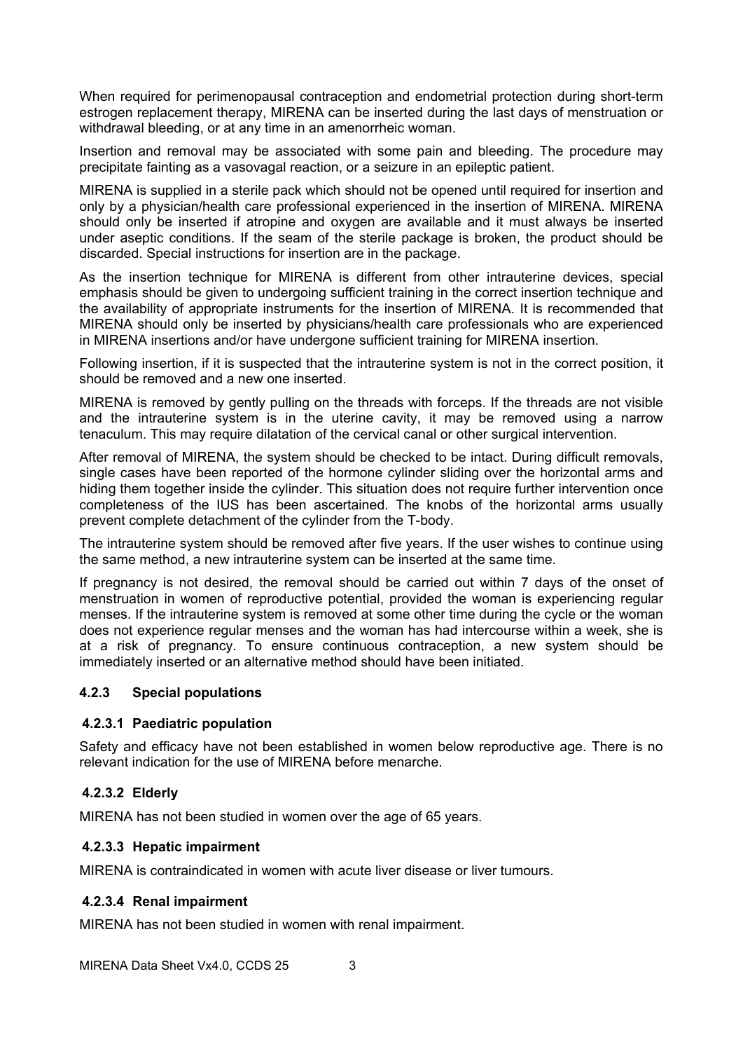When required for perimenopausal contraception and endometrial protection during short-term estrogen replacement therapy, MIRENA can be inserted during the last days of menstruation or withdrawal bleeding, or at any time in an amenorrheic woman.

Insertion and removal may be associated with some pain and bleeding. The procedure may precipitate fainting as a vasovagal reaction, or a seizure in an epileptic patient.

MIRENA is supplied in a sterile pack which should not be opened until required for insertion and only by a physician/health care professional experienced in the insertion of MIRENA. MIRENA should only be inserted if atropine and oxygen are available and it must always be inserted under aseptic conditions. If the seam of the sterile package is broken, the product should be discarded. Special instructions for insertion are in the package.

As the insertion technique for MIRENA is different from other intrauterine devices, special emphasis should be given to undergoing sufficient training in the correct insertion technique and the availability of appropriate instruments for the insertion of MIRENA. It is recommended that MIRENA should only be inserted by physicians/health care professionals who are experienced in MIRENA insertions and/or have undergone sufficient training for MIRENA insertion.

Following insertion, if it is suspected that the intrauterine system is not in the correct position, it should be removed and a new one inserted.

MIRENA is removed by gently pulling on the threads with forceps. If the threads are not visible and the intrauterine system is in the uterine cavity, it may be removed using a narrow tenaculum. This may require dilatation of the cervical canal or other surgical intervention.

After removal of MIRENA, the system should be checked to be intact. During difficult removals, single cases have been reported of the hormone cylinder sliding over the horizontal arms and hiding them together inside the cylinder. This situation does not require further intervention once completeness of the IUS has been ascertained. The knobs of the horizontal arms usually prevent complete detachment of the cylinder from the T-body.

The intrauterine system should be removed after five years. If the user wishes to continue using the same method, a new intrauterine system can be inserted at the same time.

If pregnancy is not desired, the removal should be carried out within 7 days of the onset of menstruation in women of reproductive potential, provided the woman is experiencing regular menses. If the intrauterine system is removed at some other time during the cycle or the woman does not experience regular menses and the woman has had intercourse within a week, she is at a risk of pregnancy. To ensure continuous contraception, a new system should be immediately inserted or an alternative method should have been initiated.

### 4.2.3 Special populations

#### 4.2.3.1 Paediatric population

Safety and efficacy have not been established in women below reproductive age. There is no relevant indication for the use of MIRENA before menarche.

#### 4.2.3.2 Elderly

MIRENA has not been studied in women over the age of 65 years.

#### 4.2.3.3 Hepatic impairment

MIRENA is contraindicated in women with acute liver disease or liver tumours.

#### 4.2.3.4 Renal impairment

MIRENA has not been studied in women with renal impairment.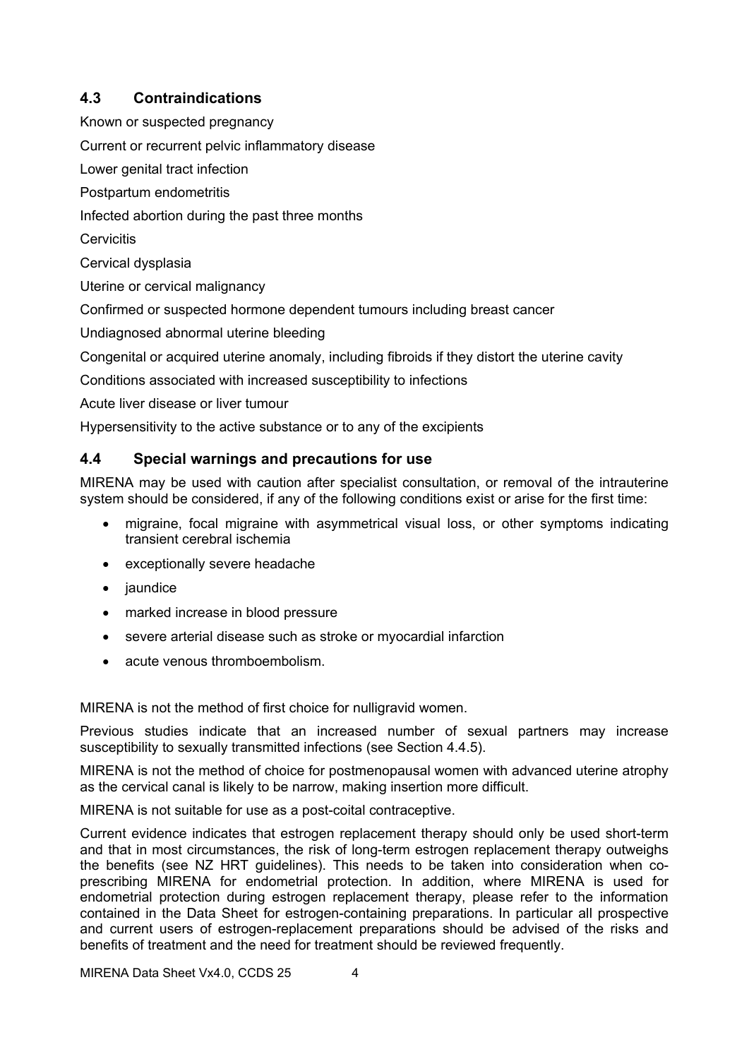## 4.3 Contraindications

Known or suspected pregnancy

Current or recurrent pelvic inflammatory disease

Lower genital tract infection

Postpartum endometritis

Infected abortion during the past three months

Cervicitis

Cervical dysplasia

Uterine or cervical malignancy

Confirmed or suspected hormone dependent tumours including breast cancer

Undiagnosed abnormal uterine bleeding

Congenital or acquired uterine anomaly, including fibroids if they distort the uterine cavity

Conditions associated with increased susceptibility to infections

Acute liver disease or liver tumour

Hypersensitivity to the active substance or to any of the excipients

## 4.4 Special warnings and precautions for use

MIRENA may be used with caution after specialist consultation, or removal of the intrauterine system should be considered, if any of the following conditions exist or arise for the first time:

- migraine, focal migraine with asymmetrical visual loss, or other symptoms indicating transient cerebral ischemia
- exceptionally severe headache
- jaundice
- marked increase in blood pressure
- severe arterial disease such as stroke or myocardial infarction
- acute venous thromboembolism.

MIRENA is not the method of first choice for nulligravid women.

Previous studies indicate that an increased number of sexual partners may increase susceptibility to sexually transmitted infections (see Section 4.4.5).

MIRENA is not the method of choice for postmenopausal women with advanced uterine atrophy as the cervical canal is likely to be narrow, making insertion more difficult.

MIRENA is not suitable for use as a post-coital contraceptive.

Current evidence indicates that estrogen replacement therapy should only be used short-term and that in most circumstances, the risk of long-term estrogen replacement therapy outweighs the benefits (see NZ HRT guidelines). This needs to be taken into consideration when co-prescribing MIRENA for endometrial protection. In addition, where MIRENA is used for endometrial protection during estrogen replacement therapy, please refer to the information contained in the Data Sheet for estrogen-containing preparations. In particular all prospective and current users of estrogen-replacement preparations should be advised of the risks and benefits of treatment and the need for treatment should be reviewed frequently.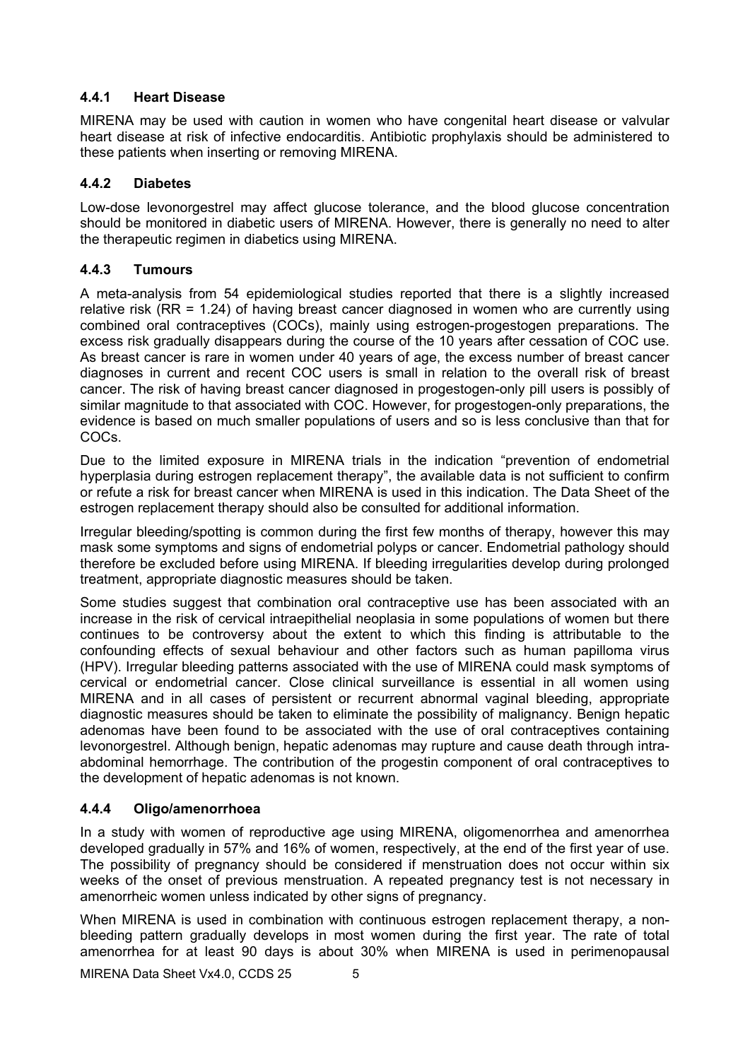### 4.4.1 Heart Disease

MIRENA may be used with caution in women who have congenital heart disease or valvular heart disease at risk of infective endocarditis. Antibiotic prophylaxis should be administered to these patients when inserting or removing MIRENA.

### 4.4.2 Diabetes

Low-dose levonorgestrel may affect glucose tolerance, and the blood glucose concentration should be monitored in diabetic users of MIRENA. However, there is generally no need to alter the therapeutic regimen in diabetics using MIRENA.

### 4.4.3 Tumours

A meta-analysis from 54 epidemiological studies reported that there is a slightly increased relative risk (RR = 1.24) of having breast cancer diagnosed in women who are currently using combined oral contraceptives (COCs), mainly using estrogen-progestogen preparations. The excess risk gradually disappears during the course of the 10 years after cessation of COC use. As breast cancer is rare in women under 40 years of age, the excess number of breast cancer diagnoses in current and recent COC users is small in relation to the overall risk of breast cancer. The risk of having breast cancer diagnosed in progestogen-only pill users is possibly of similar magnitude to that associated with COC. However, for progestogen-only preparations, the evidence is based on much smaller populations of users and so is less conclusive than that for COCs.

Due to the limited exposure in MIRENA trials in the indication "prevention of endometrial hyperplasia during estrogen replacement therapy", the available data is not sufficient to confirm or refute a risk for breast cancer when MIRENA is used in this indication. The Data Sheet of the estrogen replacement therapy should also be consulted for additional information.

Irregular bleeding/spotting is common during the first few months of therapy, however this may mask some symptoms and signs of endometrial polyps or cancer. Endometrial pathology should therefore be excluded before using MIRENA. If bleeding irregularities develop during prolonged treatment, appropriate diagnostic measures should be taken.

Some studies suggest that combination oral contraceptive use has been associated with an increase in the risk of cervical intraepithelial neoplasia in some populations of women but there continues to be controversy about the extent to which this finding is attributable to the confounding effects of sexual behaviour and other factors such as human papilloma virus (HPV). Irregular bleeding patterns associated with the use of MIRENA could mask symptoms of cervical or endometrial cancer. Close clinical surveillance is essential in all women using MIRENA and in all cases of persistent or recurrent abnormal vaginal bleeding, appropriate diagnostic measures should be taken to eliminate the possibility of malignancy. Benign hepatic adenomas have been found to be associated with the use of oral contraceptives containing levonorgestrel. Although benign, hepatic adenomas may rupture and cause death through intra-abdominal hemorrhage. The contribution of the progestin component of oral contraceptives to the development of hepatic adenomas is not known.

### 4.4.4 Oligo/amenorrhoea

In a study with women of reproductive age using MIRENA, oligomenorrhea and amenorrhea developed gradually in 57% and 16% of women, respectively, at the end of the first year of use. The possibility of pregnancy should be considered if menstruation does not occur within six weeks of the onset of previous menstruation. A repeated pregnancy test is not necessary in amenorrheic women unless indicated by other signs of pregnancy.

When MIRENA is used in combination with continuous estrogen replacement therapy, a non-bleeding pattern gradually develops in most women during the first year. The rate of total amenorrhea for at least 90 days is about 30% when MIRENA is used in perimenopausal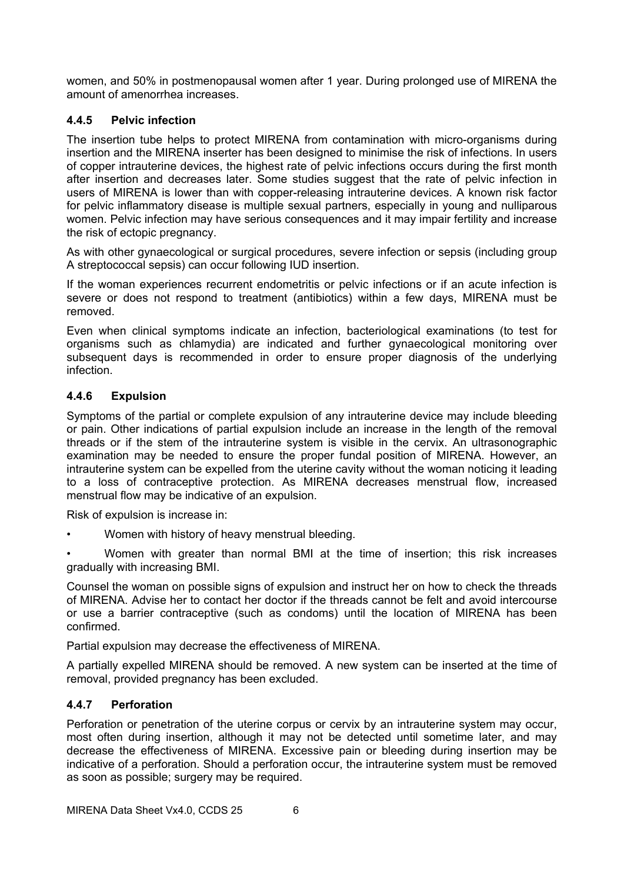women, and 50% in postmenopausal women after 1 year. During prolonged use of MIRENA the amount of amenorrhea increases.

### 4.4.5 Pelvic infection

The insertion tube helps to protect MIRENA from contamination with micro-organisms during insertion and the MIRENA inserter has been designed to minimise the risk of infections. In users of copper intrauterine devices, the highest rate of pelvic infections occurs during the first month after insertion and decreases later. Some studies suggest that the rate of pelvic infection in users of MIRENA is lower than with copper-releasing intrauterine devices. A known risk factor for pelvic inflammatory disease is multiple sexual partners, especially in young and nulliparous women. Pelvic infection may have serious consequences and it may impair fertility and increase the risk of ectopic pregnancy.

As with other gynaecological or surgical procedures, severe infection or sepsis (including group A streptococcal sepsis) can occur following IUD insertion.

If the woman experiences recurrent endometritis or pelvic infections or if an acute infection is severe or does not respond to treatment (antibiotics) within a few days, MIRENA must be removed.

Even when clinical symptoms indicate an infection, bacteriological examinations (to test for organisms such as chlamydia) are indicated and further gynaecological monitoring over subsequent days is recommended in order to ensure proper diagnosis of the underlying infection.

### 4.4.6 Expulsion

Symptoms of the partial or complete expulsion of any intrauterine device may include bleeding or pain. Other indications of partial expulsion include an increase in the length of the removal threads or if the stem of the intrauterine system is visible in the cervix. An ultrasonographic examination may be needed to ensure the proper fundal position of MIRENA. However, an intrauterine system can be expelled from the uterine cavity without the woman noticing it leading to a loss of contraceptive protection. As MIRENA decreases menstrual flow, increased menstrual flow may be indicative of an expulsion.

Risk of expulsion is increase in:

- Women with history of heavy menstrual bleeding.
- Women with greater than normal BMI at the time of insertion; this risk increases gradually with increasing BMI.

Counsel the woman on possible signs of expulsion and instruct her on how to check the threads of MIRENA. Advise her to contact her doctor if the threads cannot be felt and avoid intercourse or use a barrier contraceptive (such as condoms) until the location of MIRENA has been confirmed.

Partial expulsion may decrease the effectiveness of MIRENA.

A partially expelled MIRENA should be removed. A new system can be inserted at the time of removal, provided pregnancy has been excluded.

### 4.4.7 Perforation

Perforation or penetration of the uterine corpus or cervix by an intrauterine system may occur, most often during insertion, although it may not be detected until sometime later, and may decrease the effectiveness of MIRENA. Excessive pain or bleeding during insertion may be indicative of a perforation. Should a perforation occur, the intrauterine system must be removed as soon as possible; surgery may be required.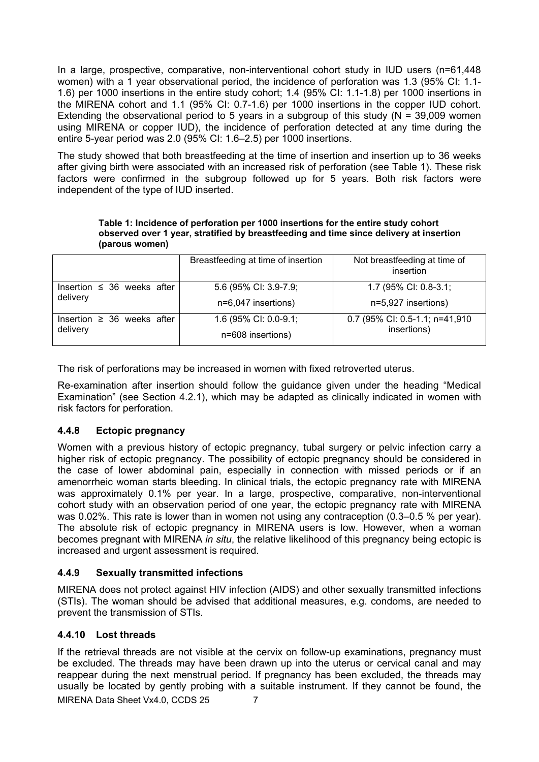In a large, prospective, comparative, non-interventional cohort study in IUD users (n=61,448 women) with a 1 year observational period, the incidence of perforation was 1.3 (95% CI: 1.1-1.6) per 1000 insertions in the entire study cohort; 1.4 (95% CI: 1.1-1.8) per 1000 insertions in the MIRENA cohort and 1.1 (95% CI: 0.7-1.6) per 1000 insertions in the copper IUD cohort. Extending the observational period to 5 years in a subgroup of this study (N = 39,009 women using MIRENA or copper IUD), the incidence of perforation detected at any time during the entire 5-year period was 2.0 (95% CI: 1.6–2.5) per 1000 insertions.

The study showed that both breastfeeding at the time of insertion and insertion up to 36 weeks after giving birth were associated with an increased risk of perforation (see Table 1). These risk factors were confirmed in the subgroup followed up for 5 years. Both risk factors were independent of the type of IUD inserted.

**Table 1: Incidence of perforation per 1000 insertions for the entire study cohort observed over 1 year, stratified by breastfeeding and time since delivery at insertion (parous women)**

| | Breastfeeding at time of insertion | Not breastfeeding at time of insertion |
|---|---|---|
| Insertion ≤ 36 weeks after delivery | 5.6 (95% CI: 3.9-7.9; n=6,047 insertions) | 1.7 (95% CI: 0.8-3.1; n=5,927 insertions) |
| Insertion ≥ 36 weeks after delivery | 1.6 (95% CI: 0.0-9.1; n=608 insertions) | 0.7 (95% CI: 0.5-1.1; n=41,910 insertions) |

The risk of perforations may be increased in women with fixed retroverted uterus.

Re-examination after insertion should follow the guidance given under the heading "Medical Examination" (see Section 4.2.1), which may be adapted as clinically indicated in women with risk factors for perforation.

### 4.4.8 Ectopic pregnancy

Women with a previous history of ectopic pregnancy, tubal surgery or pelvic infection carry a higher risk of ectopic pregnancy. The possibility of ectopic pregnancy should be considered in the case of lower abdominal pain, especially in connection with missed periods or if an amenorrheic woman starts bleeding. In clinical trials, the ectopic pregnancy rate with MIRENA was approximately 0.1% per year. In a large, prospective, comparative, non-interventional cohort study with an observation period of one year, the ectopic pregnancy rate with MIRENA was 0.02%. This rate is lower than in women not using any contraception (0.3–0.5 % per year). The absolute risk of ectopic pregnancy in MIRENA users is low. However, when a woman becomes pregnant with MIRENA *in situ*, the relative likelihood of this pregnancy being ectopic is increased and urgent assessment is required.

### 4.4.9 Sexually transmitted infections

MIRENA does not protect against HIV infection (AIDS) and other sexually transmitted infections (STIs). The woman should be advised that additional measures, e.g. condoms, are needed to prevent the transmission of STIs.

### 4.4.10 Lost threads

If the retrieval threads are not visible at the cervix on follow-up examinations, pregnancy must be excluded. The threads may have been drawn up into the uterus or cervical canal and may reappear during the next menstrual period. If pregnancy has been excluded, the threads may usually be located by gently probing with a suitable instrument. If they cannot be found, the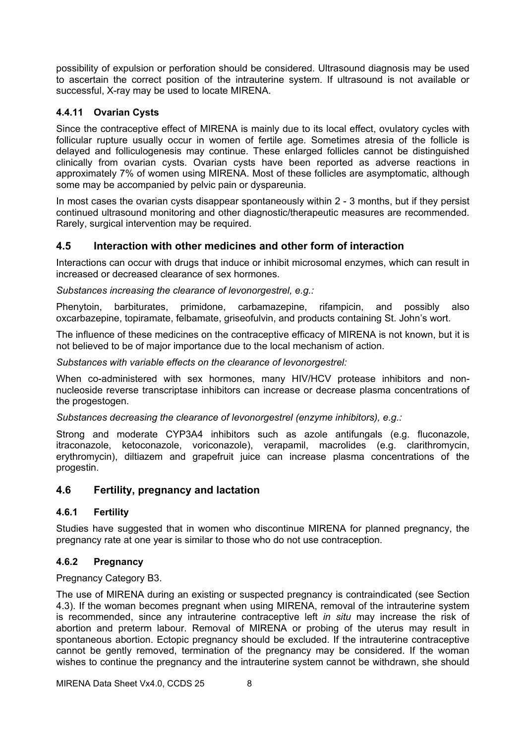possibility of expulsion or perforation should be considered. Ultrasound diagnosis may be used to ascertain the correct position of the intrauterine system. If ultrasound is not available or successful, X-ray may be used to locate MIRENA.

### 4.4.11 Ovarian Cysts

Since the contraceptive effect of MIRENA is mainly due to its local effect, ovulatory cycles with follicular rupture usually occur in women of fertile age. Sometimes atresia of the follicle is delayed and folliculogenesis may continue. These enlarged follicles cannot be distinguished clinically from ovarian cysts. Ovarian cysts have been reported as adverse reactions in approximately 7% of women using MIRENA. Most of these follicles are asymptomatic, although some may be accompanied by pelvic pain or dyspareunia.

In most cases the ovarian cysts disappear spontaneously within 2 - 3 months, but if they persist continued ultrasound monitoring and other diagnostic/therapeutic measures are recommended. Rarely, surgical intervention may be required.

## 4.5 Interaction with other medicines and other form of interaction

Interactions can occur with drugs that induce or inhibit microsomal enzymes, which can result in increased or decreased clearance of sex hormones.

*Substances increasing the clearance of levonorgestrel, e.g.:*

Phenytoin, barbiturates, primidone, carbamazepine, rifampicin, and possibly also oxcarbazepine, topiramate, felbamate, griseofulvin, and products containing St. John's wort.

The influence of these medicines on the contraceptive efficacy of MIRENA is not known, but it is not believed to be of major importance due to the local mechanism of action.

*Substances with variable effects on the clearance of levonorgestrel:*

When co-administered with sex hormones, many HIV/HCV protease inhibitors and non-nucleoside reverse transcriptase inhibitors can increase or decrease plasma concentrations of the progestogen.

*Substances decreasing the clearance of levonorgestrel (enzyme inhibitors), e.g.:*

Strong and moderate CYP3A4 inhibitors such as azole antifungals (e.g. fluconazole, itraconazole, ketoconazole, voriconazole), verapamil, macrolides (e.g. clarithromycin, erythromycin), diltiazem and grapefruit juice can increase plasma concentrations of the progestin.

## 4.6 Fertility, pregnancy and lactation

### 4.6.1 Fertility

Studies have suggested that in women who discontinue MIRENA for planned pregnancy, the pregnancy rate at one year is similar to those who do not use contraception.

### 4.6.2 Pregnancy

Pregnancy Category B3.

The use of MIRENA during an existing or suspected pregnancy is contraindicated (see Section 4.3). If the woman becomes pregnant when using MIRENA, removal of the intrauterine system is recommended, since any intrauterine contraceptive left *in situ* may increase the risk of abortion and preterm labour. Removal of MIRENA or probing of the uterus may result in spontaneous abortion. Ectopic pregnancy should be excluded. If the intrauterine contraceptive cannot be gently removed, termination of the pregnancy may be considered. If the woman wishes to continue the pregnancy and the intrauterine system cannot be withdrawn, she should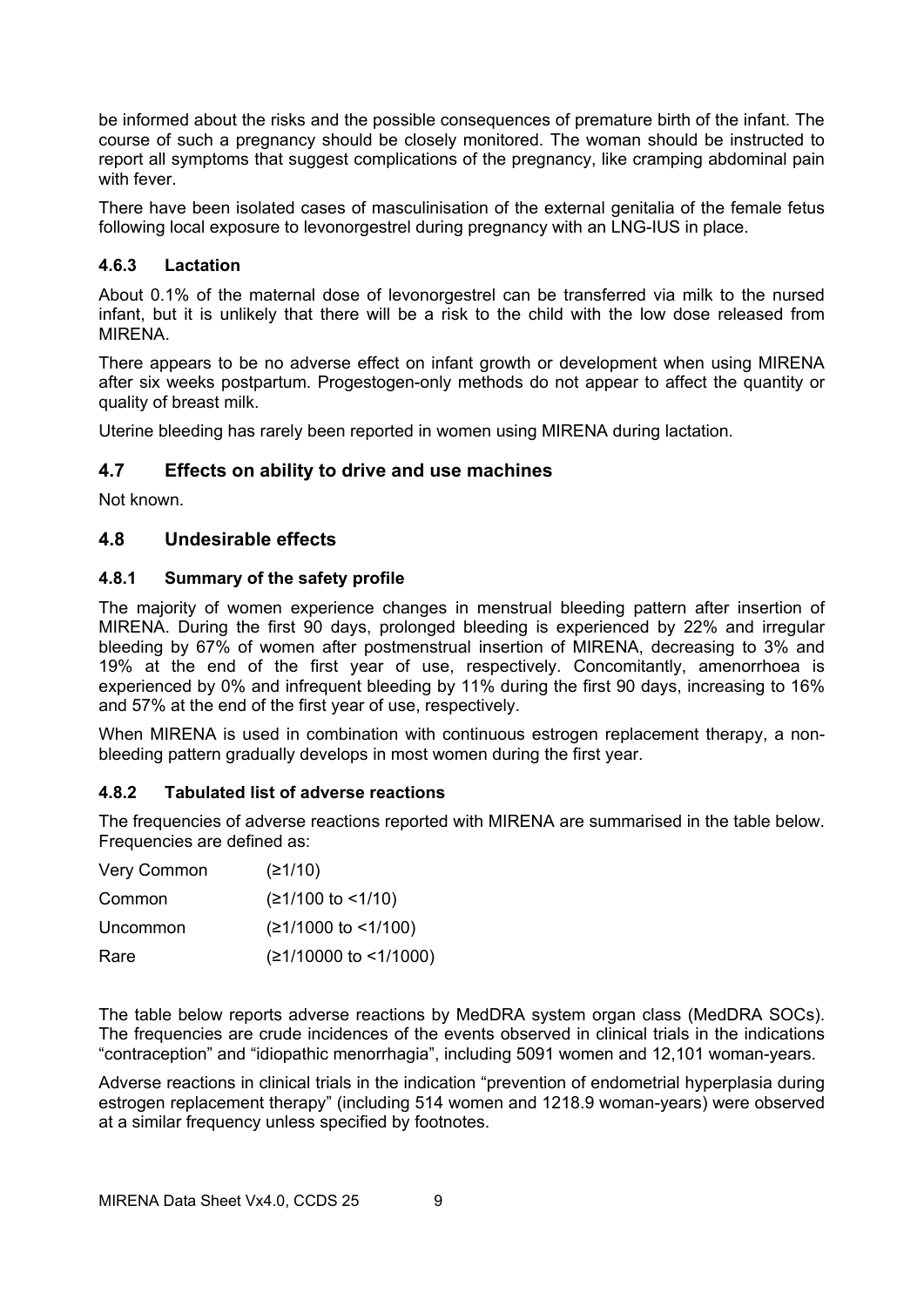be informed about the risks and the possible consequences of premature birth of the infant. The course of such a pregnancy should be closely monitored. The woman should be instructed to report all symptoms that suggest complications of the pregnancy, like cramping abdominal pain with fever.

There have been isolated cases of masculinisation of the external genitalia of the female fetus following local exposure to levonorgestrel during pregnancy with an LNG-IUS in place.

### 4.6.3 Lactation

About 0.1% of the maternal dose of levonorgestrel can be transferred via milk to the nursed infant, but it is unlikely that there will be a risk to the child with the low dose released from MIRENA.

There appears to be no adverse effect on infant growth or development when using MIRENA after six weeks postpartum. Progestogen-only methods do not appear to affect the quantity or quality of breast milk.

Uterine bleeding has rarely been reported in women using MIRENA during lactation.

## 4.7 Effects on ability to drive and use machines

Not known.

## 4.8 Undesirable effects

### 4.8.1 Summary of the safety profile

The majority of women experience changes in menstrual bleeding pattern after insertion of MIRENA. During the first 90 days, prolonged bleeding is experienced by 22% and irregular bleeding by 67% of women after postmenstrual insertion of MIRENA, decreasing to 3% and 19% at the end of the first year of use, respectively. Concomitantly, amenorrhoea is experienced by 0% and infrequent bleeding by 11% during the first 90 days, increasing to 16% and 57% at the end of the first year of use, respectively.

When MIRENA is used in combination with continuous estrogen replacement therapy, a non-bleeding pattern gradually develops in most women during the first year.

### 4.8.2 Tabulated list of adverse reactions

The frequencies of adverse reactions reported with MIRENA are summarised in the table below. Frequencies are defined as:

| | |
|---|---|
| Very Common | (≥1/10) |
| Common | (≥1/100 to <1/10) |
| Uncommon | (≥1/1000 to <1/100) |
| Rare | (≥1/10000 to <1/1000) |

The table below reports adverse reactions by MedDRA system organ class (MedDRA SOCs). The frequencies are crude incidences of the events observed in clinical trials in the indications "contraception" and "idiopathic menorrhagia", including 5091 women and 12,101 woman-years.

Adverse reactions in clinical trials in the indication "prevention of endometrial hyperplasia during estrogen replacement therapy" (including 514 women and 1218.9 woman-years) were observed at a similar frequency unless specified by footnotes.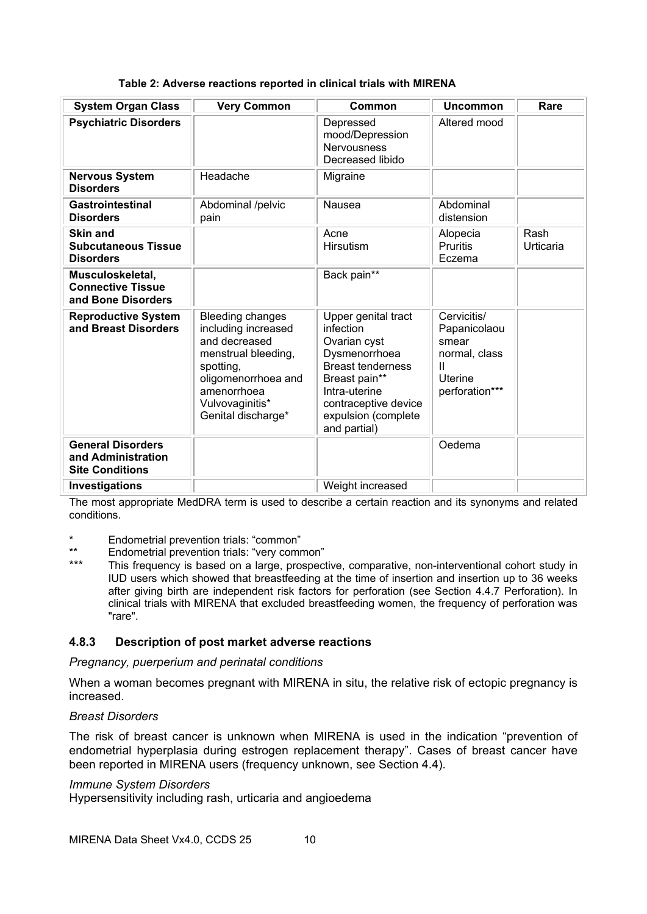**Table 2: Adverse reactions reported in clinical trials with MIRENA**

| System Organ Class | Very Common | Common | Uncommon | Rare |
|---|---|---|---|---|
| **Psychiatric Disorders** | | Depressed mood/Depression<br>Nervousness<br>Decreased libido | Altered mood | |
| **Nervous System Disorders** | Headache | Migraine | | |
| **Gastrointestinal Disorders** | Abdominal /pelvic pain | Nausea | Abdominal distension | |
| **Skin and Subcutaneous Tissue Disorders** | | Acne<br>Hirsutism | Alopecia<br>Pruritis<br>Eczema | Rash<br>Urticaria |
| **Musculoskeletal, Connective Tissue and Bone Disorders** | | Back pain** | | |
| **Reproductive System and Breast Disorders** | Bleeding changes including increased and decreased menstrual bleeding, spotting, oligomenorrhoea and amenorrhoea<br>Vulvovaginitis*<br>Genital discharge* | Upper genital tract infection<br>Ovarian cyst<br>Dysmenorrhoea<br>Breast tenderness<br>Breast pain**<br>Intra-uterine contraceptive device expulsion (complete and partial) | Cervicitis/ Papanicolaou smear normal, class II<br>Uterine perforation*** | |
| **General Disorders and Administration Site Conditions** | | | Oedema | |
| **Investigations** | | Weight increased | | |

The most appropriate MedDRA term is used to describe a certain reaction and its synonyms and related conditions.

\* Endometrial prevention trials: "common"

** Endometrial prevention trials: "very common"

*** This frequency is based on a large, prospective, comparative, non-interventional cohort study in IUD users which showed that breastfeeding at the time of insertion and insertion up to 36 weeks after giving birth are independent risk factors for perforation (see Section 4.4.7 Perforation). In clinical trials with MIRENA that excluded breastfeeding women, the frequency of perforation was "rare".

### 4.8.3 Description of post market adverse reactions

*Pregnancy, puerperium and perinatal conditions*

When a woman becomes pregnant with MIRENA in situ, the relative risk of ectopic pregnancy is increased.

*Breast Disorders*

The risk of breast cancer is unknown when MIRENA is used in the indication "prevention of endometrial hyperplasia during estrogen replacement therapy". Cases of breast cancer have been reported in MIRENA users (frequency unknown, see Section 4.4).

*Immune System Disorders*

Hypersensitivity including rash, urticaria and angioedema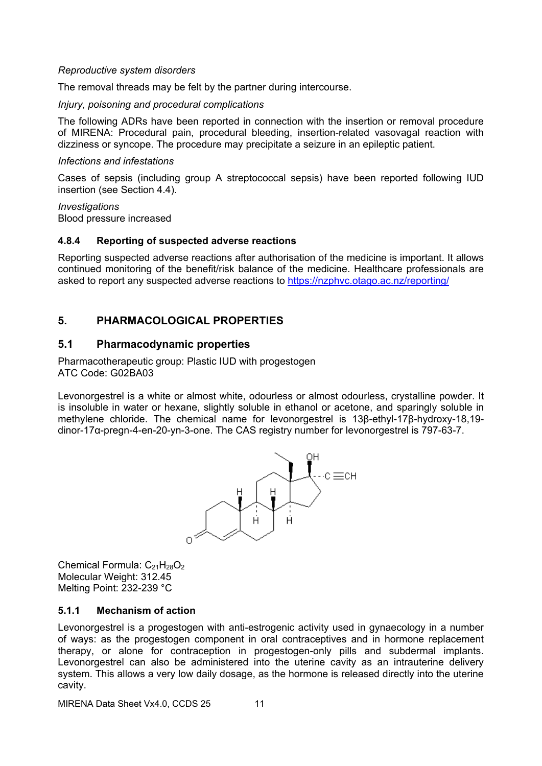*Reproductive system disorders*

The removal threads may be felt by the partner during intercourse.

*Injury, poisoning and procedural complications*

The following ADRs have been reported in connection with the insertion or removal procedure of MIRENA: Procedural pain, procedural bleeding, insertion-related vasovagal reaction with dizziness or syncope. The procedure may precipitate a seizure in an epileptic patient.

*Infections and infestations*

Cases of sepsis (including group A streptococcal sepsis) have been reported following IUD insertion (see Section 4.4).

*Investigations*
Blood pressure increased

### 4.8.4 Reporting of suspected adverse reactions

Reporting suspected adverse reactions after authorisation of the medicine is important. It allows continued monitoring of the benefit/risk balance of the medicine. Healthcare professionals are asked to report any suspected adverse reactions to https://nzphvc.otago.ac.nz/reporting/

## 5. PHARMACOLOGICAL PROPERTIES

### 5.1 Pharmacodynamic properties

Pharmacotherapeutic group: Plastic IUD with progestogen
ATC Code: G02BA03

Levonorgestrel is a white or almost white, odourless or almost odourless, crystalline powder. It is insoluble in water or hexane, slightly soluble in ethanol or acetone, and sparingly soluble in methylene chloride. The chemical name for levonorgestrel is 13β-ethyl-17β-hydroxy-18,19-dinor-17α-pregn-4-en-20-yn-3-one. The CAS registry number for levonorgestrel is 797-63-7.

Chemical Formula: $C_{21}H_{28}O_2$
Molecular Weight: 312.45
Melting Point: 232-239 °C

### 5.1.1 Mechanism of action

Levonorgestrel is a progestogen with anti-estrogenic activity used in gynaecology in a number of ways: as the progestogen component in oral contraceptives and in hormone replacement therapy, or alone for contraception in progestogen-only pills and subdermal implants. Levonorgestrel can also be administered into the uterine cavity as an intrauterine delivery system. This allows a very low daily dosage, as the hormone is released directly into the uterine cavity.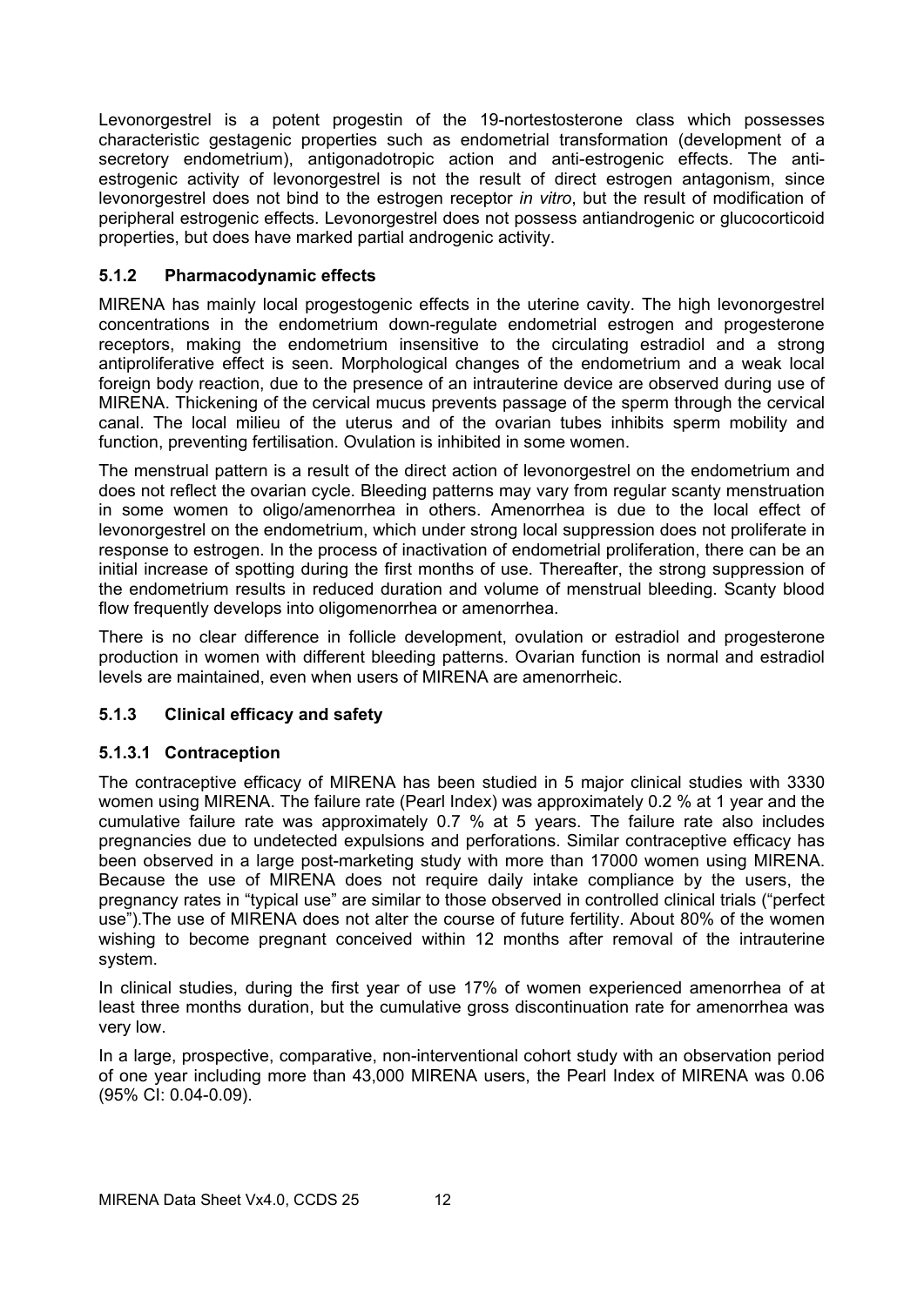Levonorgestrel is a potent progestin of the 19-nortestosterone class which possesses characteristic gestagenic properties such as endometrial transformation (development of a secretory endometrium), antigonadotropic action and anti-estrogenic effects. The anti-estrogenic activity of levonorgestrel is not the result of direct estrogen antagonism, since levonorgestrel does not bind to the estrogen receptor *in vitro*, but the result of modification of peripheral estrogenic effects. Levonorgestrel does not possess antiandrogenic or glucocorticoid properties, but does have marked partial androgenic activity.

### 5.1.2 Pharmacodynamic effects

MIRENA has mainly local progestogenic effects in the uterine cavity. The high levonorgestrel concentrations in the endometrium down-regulate endometrial estrogen and progesterone receptors, making the endometrium insensitive to the circulating estradiol and a strong antiproliferative effect is seen. Morphological changes of the endometrium and a weak local foreign body reaction, due to the presence of an intrauterine device are observed during use of MIRENA. Thickening of the cervical mucus prevents passage of the sperm through the cervical canal. The local milieu of the uterus and of the ovarian tubes inhibits sperm mobility and function, preventing fertilisation. Ovulation is inhibited in some women.

The menstrual pattern is a result of the direct action of levonorgestrel on the endometrium and does not reflect the ovarian cycle. Bleeding patterns may vary from regular scanty menstruation in some women to oligo/amenorrhea in others. Amenorrhea is due to the local effect of levonorgestrel on the endometrium, which under strong local suppression does not proliferate in response to estrogen. In the process of inactivation of endometrial proliferation, there can be an initial increase of spotting during the first months of use. Thereafter, the strong suppression of the endometrium results in reduced duration and volume of menstrual bleeding. Scanty blood flow frequently develops into oligomenorrhea or amenorrhea.

There is no clear difference in follicle development, ovulation or estradiol and progesterone production in women with different bleeding patterns. Ovarian function is normal and estradiol levels are maintained, even when users of MIRENA are amenorrheic.

### 5.1.3 Clinical efficacy and safety

#### 5.1.3.1 Contraception

The contraceptive efficacy of MIRENA has been studied in 5 major clinical studies with 3330 women using MIRENA. The failure rate (Pearl Index) was approximately 0.2 % at 1 year and the cumulative failure rate was approximately 0.7 % at 5 years. The failure rate also includes pregnancies due to undetected expulsions and perforations. Similar contraceptive efficacy has been observed in a large post-marketing study with more than 17000 women using MIRENA. Because the use of MIRENA does not require daily intake compliance by the users, the pregnancy rates in "typical use" are similar to those observed in controlled clinical trials ("perfect use").The use of MIRENA does not alter the course of future fertility. About 80% of the women wishing to become pregnant conceived within 12 months after removal of the intrauterine system.

In clinical studies, during the first year of use 17% of women experienced amenorrhea of at least three months duration, but the cumulative gross discontinuation rate for amenorrhea was very low.

In a large, prospective, comparative, non-interventional cohort study with an observation period of one year including more than 43,000 MIRENA users, the Pearl Index of MIRENA was 0.06 (95% CI: 0.04-0.09).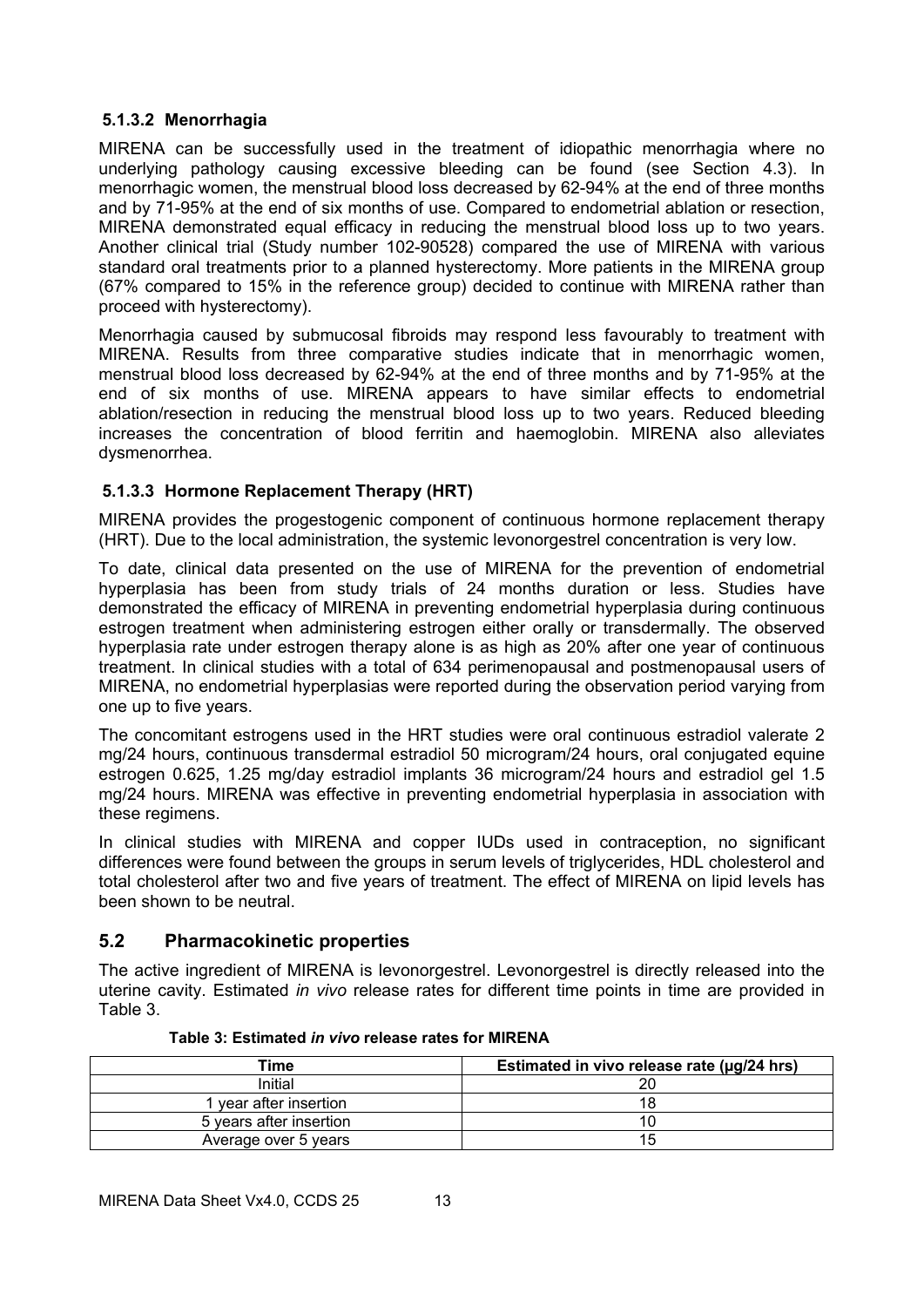#### 5.1.3.2 Menorrhagia

MIRENA can be successfully used in the treatment of idiopathic menorrhagia where no underlying pathology causing excessive bleeding can be found (see Section 4.3). In menorrhagic women, the menstrual blood loss decreased by 62-94% at the end of three months and by 71-95% at the end of six months of use. Compared to endometrial ablation or resection, MIRENA demonstrated equal efficacy in reducing the menstrual blood loss up to two years. Another clinical trial (Study number 102-90528) compared the use of MIRENA with various standard oral treatments prior to a planned hysterectomy. More patients in the MIRENA group (67% compared to 15% in the reference group) decided to continue with MIRENA rather than proceed with hysterectomy).

Menorrhagia caused by submucosal fibroids may respond less favourably to treatment with MIRENA. Results from three comparative studies indicate that in menorrhagic women, menstrual blood loss decreased by 62-94% at the end of three months and by 71-95% at the end of six months of use. MIRENA appears to have similar effects to endometrial ablation/resection in reducing the menstrual blood loss up to two years. Reduced bleeding increases the concentration of blood ferritin and haemoglobin. MIRENA also alleviates dysmenorrhea.

#### 5.1.3.3 Hormone Replacement Therapy (HRT)

MIRENA provides the progestogenic component of continuous hormone replacement therapy (HRT). Due to the local administration, the systemic levonorgestrel concentration is very low.

To date, clinical data presented on the use of MIRENA for the prevention of endometrial hyperplasia has been from study trials of 24 months duration or less. Studies have demonstrated the efficacy of MIRENA in preventing endometrial hyperplasia during continuous estrogen treatment when administering estrogen either orally or transdermally. The observed hyperplasia rate under estrogen therapy alone is as high as 20% after one year of continuous treatment. In clinical studies with a total of 634 perimenopausal and postmenopausal users of MIRENA, no endometrial hyperplasias were reported during the observation period varying from one up to five years.

The concomitant estrogens used in the HRT studies were oral continuous estradiol valerate 2 mg/24 hours, continuous transdermal estradiol 50 microgram/24 hours, oral conjugated equine estrogen 0.625, 1.25 mg/day estradiol implants 36 microgram/24 hours and estradiol gel 1.5 mg/24 hours. MIRENA was effective in preventing endometrial hyperplasia in association with these regimens.

In clinical studies with MIRENA and copper IUDs used in contraception, no significant differences were found between the groups in serum levels of triglycerides, HDL cholesterol and total cholesterol after two and five years of treatment. The effect of MIRENA on lipid levels has been shown to be neutral.

## 5.2 Pharmacokinetic properties

The active ingredient of MIRENA is levonorgestrel. Levonorgestrel is directly released into the uterine cavity. Estimated *in vivo* release rates for different time points in time are provided in Table 3.

**Table 3: Estimated *in vivo* release rates for MIRENA**

| Time | Estimated in vivo release rate (µg/24 hrs) |
|---|---|
| Initial | 20 |
| 1 year after insertion | 18 |
| 5 years after insertion | 10 |
| Average over 5 years | 15 |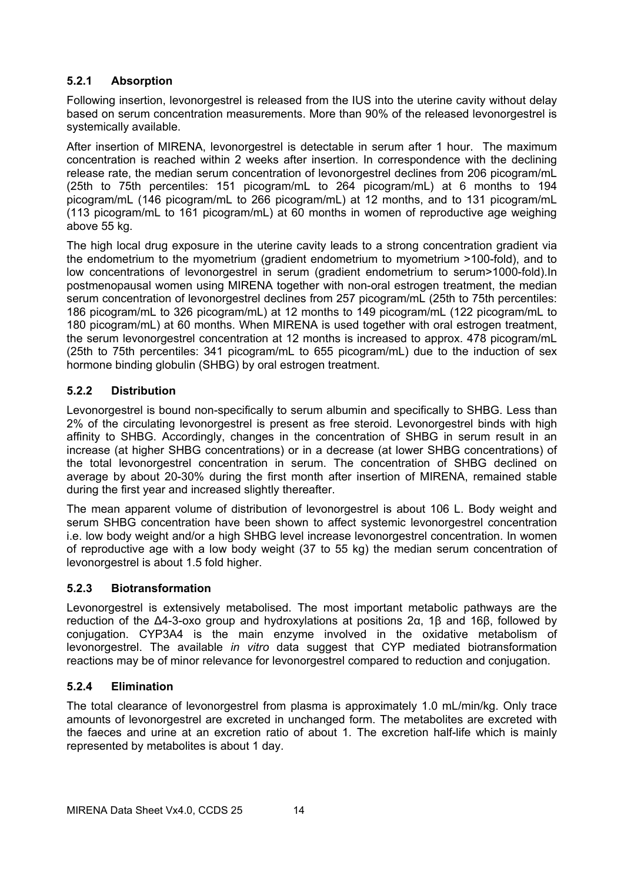### 5.2.1 Absorption

Following insertion, levonorgestrel is released from the IUS into the uterine cavity without delay based on serum concentration measurements. More than 90% of the released levonorgestrel is systemically available.

After insertion of MIRENA, levonorgestrel is detectable in serum after 1 hour. The maximum concentration is reached within 2 weeks after insertion. In correspondence with the declining release rate, the median serum concentration of levonorgestrel declines from 206 picogram/mL (25th to 75th percentiles: 151 picogram/mL to 264 picogram/mL) at 6 months to 194 picogram/mL (146 picogram/mL to 266 picogram/mL) at 12 months, and to 131 picogram/mL (113 picogram/mL to 161 picogram/mL) at 60 months in women of reproductive age weighing above 55 kg.

The high local drug exposure in the uterine cavity leads to a strong concentration gradient via the endometrium to the myometrium (gradient endometrium to myometrium >100-fold), and to low concentrations of levonorgestrel in serum (gradient endometrium to serum>1000-fold).In postmenopausal women using MIRENA together with non-oral estrogen treatment, the median serum concentration of levonorgestrel declines from 257 picogram/mL (25th to 75th percentiles: 186 picogram/mL to 326 picogram/mL) at 12 months to 149 picogram/mL (122 picogram/mL to 180 picogram/mL) at 60 months. When MIRENA is used together with oral estrogen treatment, the serum levonorgestrel concentration at 12 months is increased to approx. 478 picogram/mL (25th to 75th percentiles: 341 picogram/mL to 655 picogram/mL) due to the induction of sex hormone binding globulin (SHBG) by oral estrogen treatment.

### 5.2.2 Distribution

Levonorgestrel is bound non-specifically to serum albumin and specifically to SHBG. Less than 2% of the circulating levonorgestrel is present as free steroid. Levonorgestrel binds with high affinity to SHBG. Accordingly, changes in the concentration of SHBG in serum result in an increase (at higher SHBG concentrations) or in a decrease (at lower SHBG concentrations) of the total levonorgestrel concentration in serum. The concentration of SHBG declined on average by about 20-30% during the first month after insertion of MIRENA, remained stable during the first year and increased slightly thereafter.

The mean apparent volume of distribution of levonorgestrel is about 106 L. Body weight and serum SHBG concentration have been shown to affect systemic levonorgestrel concentration i.e. low body weight and/or a high SHBG level increase levonorgestrel concentration. In women of reproductive age with a low body weight (37 to 55 kg) the median serum concentration of levonorgestrel is about 1.5 fold higher.

### 5.2.3 Biotransformation

Levonorgestrel is extensively metabolised. The most important metabolic pathways are the reduction of the Δ4-3-oxo group and hydroxylations at positions 2α, 1β and 16β, followed by conjugation. CYP3A4 is the main enzyme involved in the oxidative metabolism of levonorgestrel. The available *in vitro* data suggest that CYP mediated biotransformation reactions may be of minor relevance for levonorgestrel compared to reduction and conjugation.

### 5.2.4 Elimination

The total clearance of levonorgestrel from plasma is approximately 1.0 mL/min/kg. Only trace amounts of levonorgestrel are excreted in unchanged form. The metabolites are excreted with the faeces and urine at an excretion ratio of about 1. The excretion half-life which is mainly represented by metabolites is about 1 day.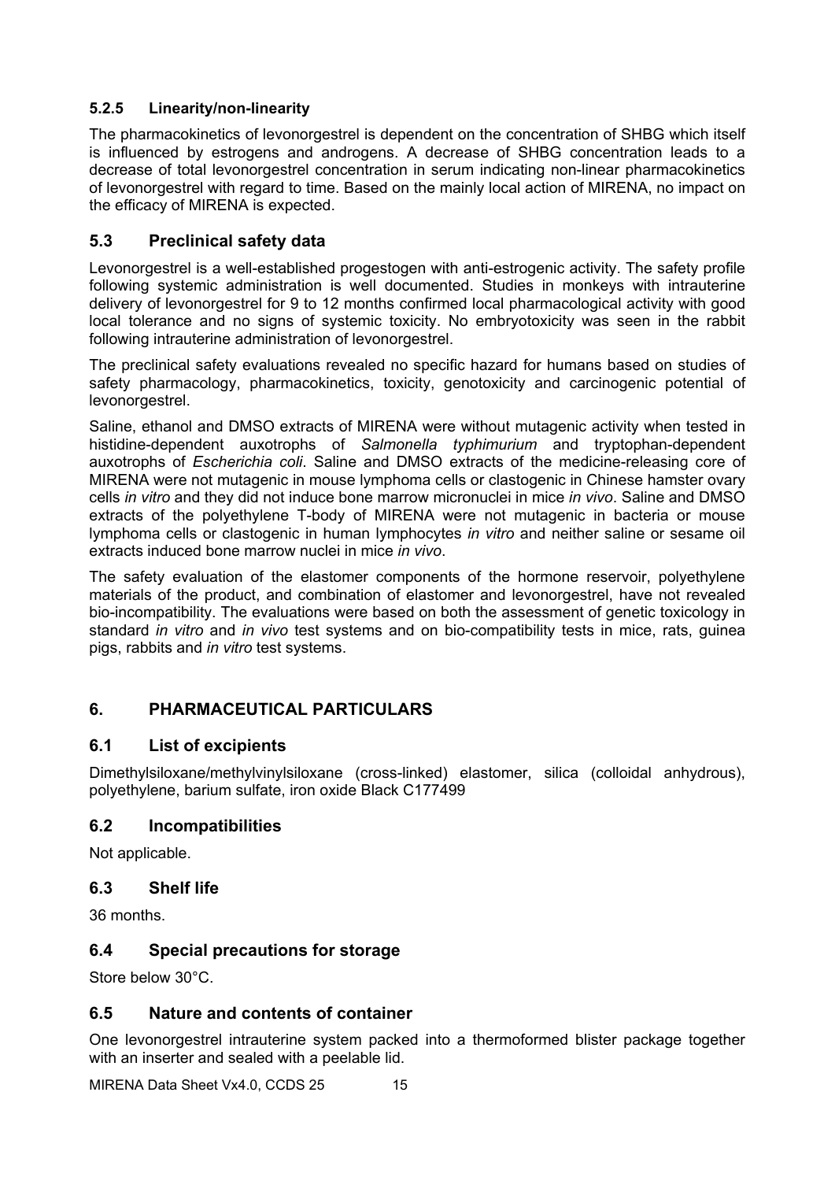### 5.2.5 Linearity/non-linearity

The pharmacokinetics of levonorgestrel is dependent on the concentration of SHBG which itself is influenced by estrogens and androgens. A decrease of SHBG concentration leads to a decrease of total levonorgestrel concentration in serum indicating non-linear pharmacokinetics of levonorgestrel with regard to time. Based on the mainly local action of MIRENA, no impact on the efficacy of MIRENA is expected.

## 5.3 Preclinical safety data

Levonorgestrel is a well-established progestogen with anti-estrogenic activity. The safety profile following systemic administration is well documented. Studies in monkeys with intrauterine delivery of levonorgestrel for 9 to 12 months confirmed local pharmacological activity with good local tolerance and no signs of systemic toxicity. No embryotoxicity was seen in the rabbit following intrauterine administration of levonorgestrel.

The preclinical safety evaluations revealed no specific hazard for humans based on studies of safety pharmacology, pharmacokinetics, toxicity, genotoxicity and carcinogenic potential of levonorgestrel.

Saline, ethanol and DMSO extracts of MIRENA were without mutagenic activity when tested in histidine-dependent auxotrophs of *Salmonella typhimurium* and tryptophan-dependent auxotrophs of *Escherichia coli*. Saline and DMSO extracts of the medicine-releasing core of MIRENA were not mutagenic in mouse lymphoma cells or clastogenic in Chinese hamster ovary cells *in vitro* and they did not induce bone marrow micronuclei in mice *in vivo*. Saline and DMSO extracts of the polyethylene T-body of MIRENA were not mutagenic in bacteria or mouse lymphoma cells or clastogenic in human lymphocytes *in vitro* and neither saline or sesame oil extracts induced bone marrow nuclei in mice *in vivo*.

The safety evaluation of the elastomer components of the hormone reservoir, polyethylene materials of the product, and combination of elastomer and levonorgestrel, have not revealed bio-incompatibility. The evaluations were based on both the assessment of genetic toxicology in standard *in vitro* and *in vivo* test systems and on bio-compatibility tests in mice, rats, guinea pigs, rabbits and *in vitro* test systems.

# 6. PHARMACEUTICAL PARTICULARS

## 6.1 List of excipients

Dimethylsiloxane/methylvinylsiloxane (cross-linked) elastomer, silica (colloidal anhydrous), polyethylene, barium sulfate, iron oxide Black C177499

## 6.2 Incompatibilities

Not applicable.

## 6.3 Shelf life

36 months.

## 6.4 Special precautions for storage

Store below 30°C.

## 6.5 Nature and contents of container

One levonorgestrel intrauterine system packed into a thermoformed blister package together with an inserter and sealed with a peelable lid.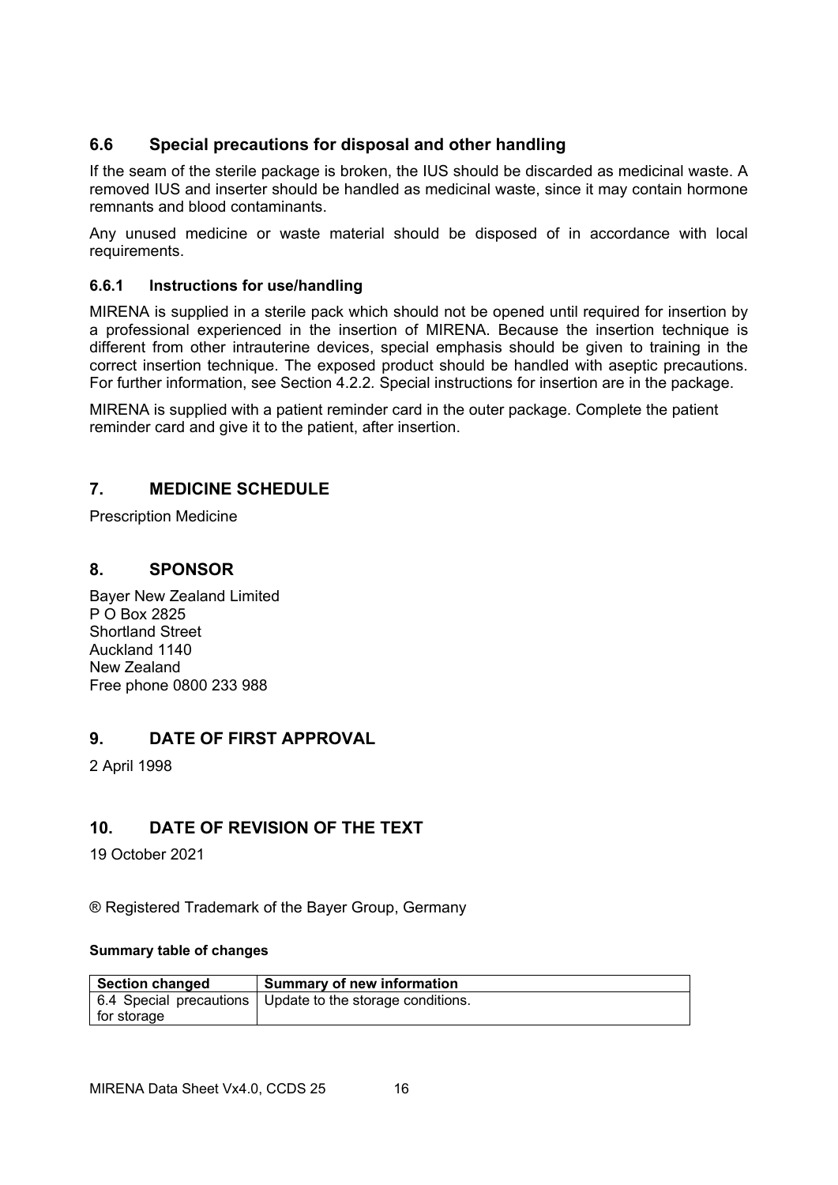## 6.6 Special precautions for disposal and other handling

If the seam of the sterile package is broken, the IUS should be discarded as medicinal waste. A removed IUS and inserter should be handled as medicinal waste, since it may contain hormone remnants and blood contaminants.

Any unused medicine or waste material should be disposed of in accordance with local requirements.

### 6.6.1 Instructions for use/handling

MIRENA is supplied in a sterile pack which should not be opened until required for insertion by a professional experienced in the insertion of MIRENA. Because the insertion technique is different from other intrauterine devices, special emphasis should be given to training in the correct insertion technique. The exposed product should be handled with aseptic precautions. For further information, see Section 4.2.2. Special instructions for insertion are in the package.

MIRENA is supplied with a patient reminder card in the outer package. Complete the patient reminder card and give it to the patient, after insertion.

# 7. MEDICINE SCHEDULE

Prescription Medicine

# 8. SPONSOR

Bayer New Zealand Limited
P O Box 2825
Shortland Street
Auckland 1140
New Zealand
Free phone 0800 233 988

# 9. DATE OF FIRST APPROVAL

2 April 1998

# 10. DATE OF REVISION OF THE TEXT

19 October 2021

® Registered Trademark of the Bayer Group, Germany

**Summary table of changes**

| Section changed | Summary of new information |
|---|---|
| 6.4 Special precautions for storage | Update to the storage conditions. |